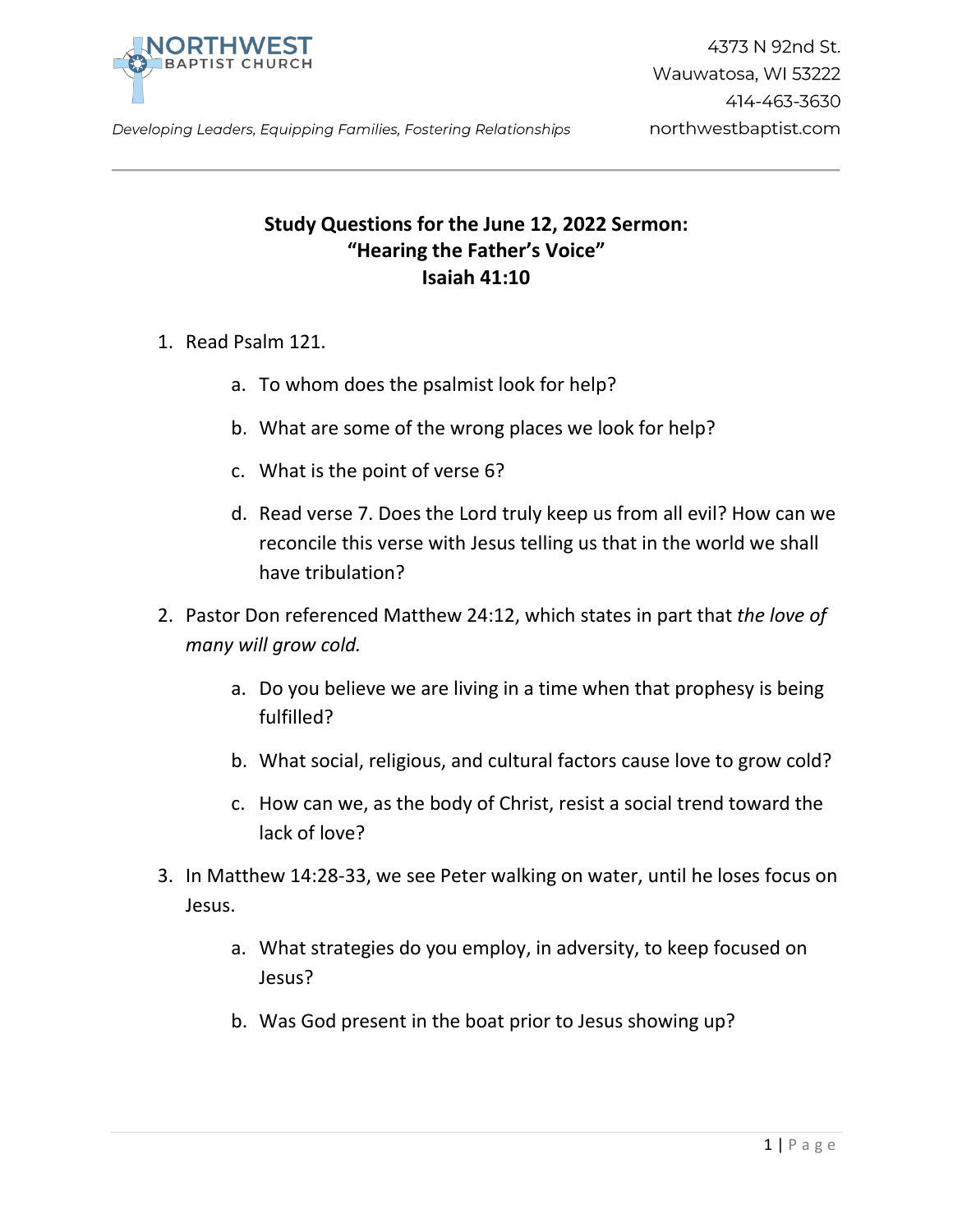NORTHWEST
BAPTIST CHURCH

*Developing Leaders, Equipping Families, Fostering Relationships*

4373 N 92nd St.
Wauwatosa, WI 53222
414-463-3630
northwestbaptist.com

---

**Study Questions for the June 12, 2022 Sermon:**
**"Hearing the Father's Voice"**
**Isaiah 41:10**

1. Read Psalm 121.
    a. To whom does the psalmist look for help?
    b. What are some of the wrong places we look for help?
    c. What is the point of verse 6?
    d. Read verse 7. Does the Lord truly keep us from all evil? How can we reconcile this verse with Jesus telling us that in the world we shall have tribulation?
2. Pastor Don referenced Matthew 24:12, which states in part that *the love of many will grow cold.*
    a. Do you believe we are living in a time when that prophesy is being fulfilled?
    b. What social, religious, and cultural factors cause love to grow cold?
    c. How can we, as the body of Christ, resist a social trend toward the lack of love?
3. In Matthew 14:28-33, we see Peter walking on water, until he loses focus on Jesus.
    a. What strategies do you employ, in adversity, to keep focused on Jesus?
    b. Was God present in the boat prior to Jesus showing up?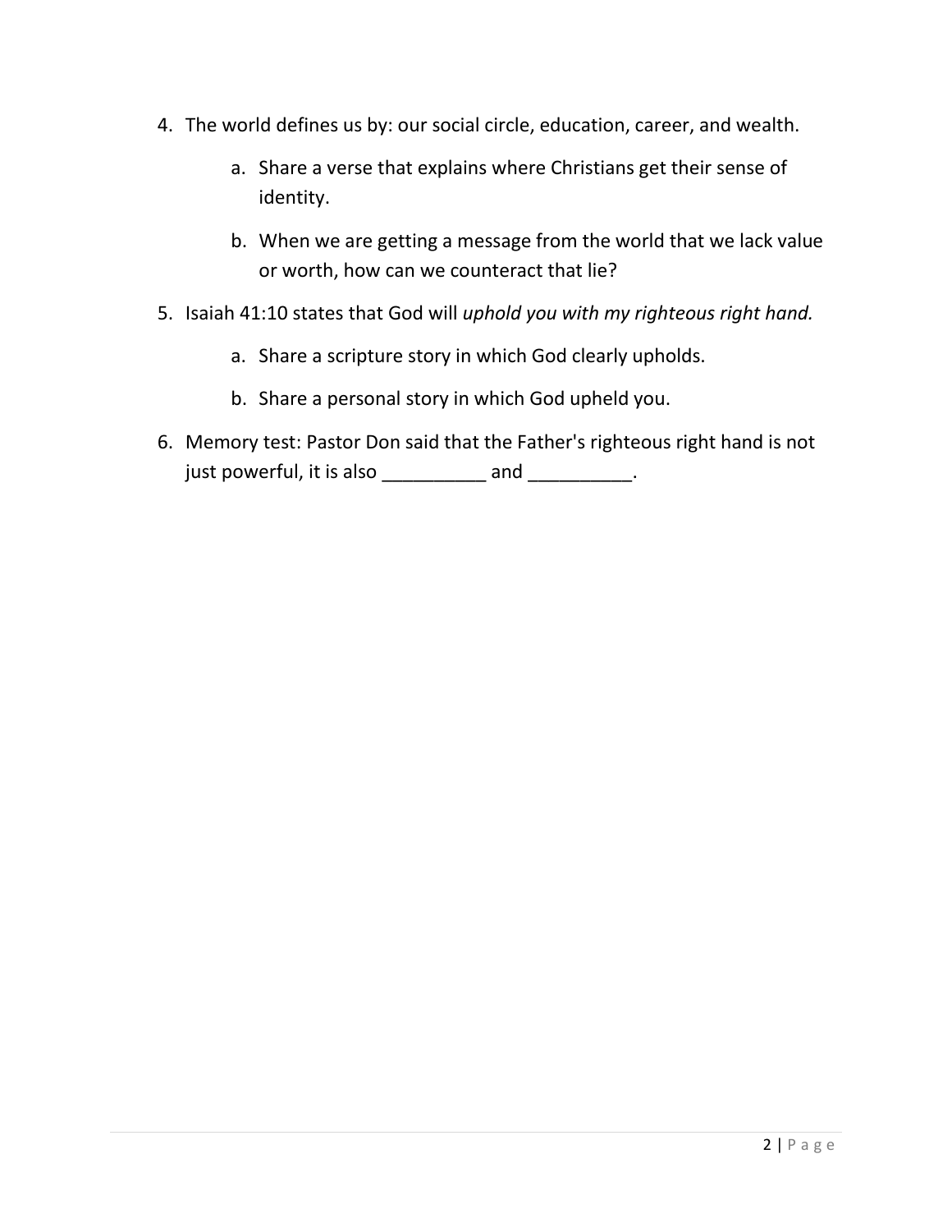4. The world defines us by: our social circle, education, career, and wealth.
    a. Share a verse that explains where Christians get their sense of identity.
    b. When we are getting a message from the world that we lack value or worth, how can we counteract that lie?
5. Isaiah 41:10 states that God will *uphold you with my righteous right hand.*
    a. Share a scripture story in which God clearly upholds.
    b. Share a personal story in which God upheld you.
6. Memory test: Pastor Don said that the Father's righteous right hand is not just powerful, it is also __________ and __________.